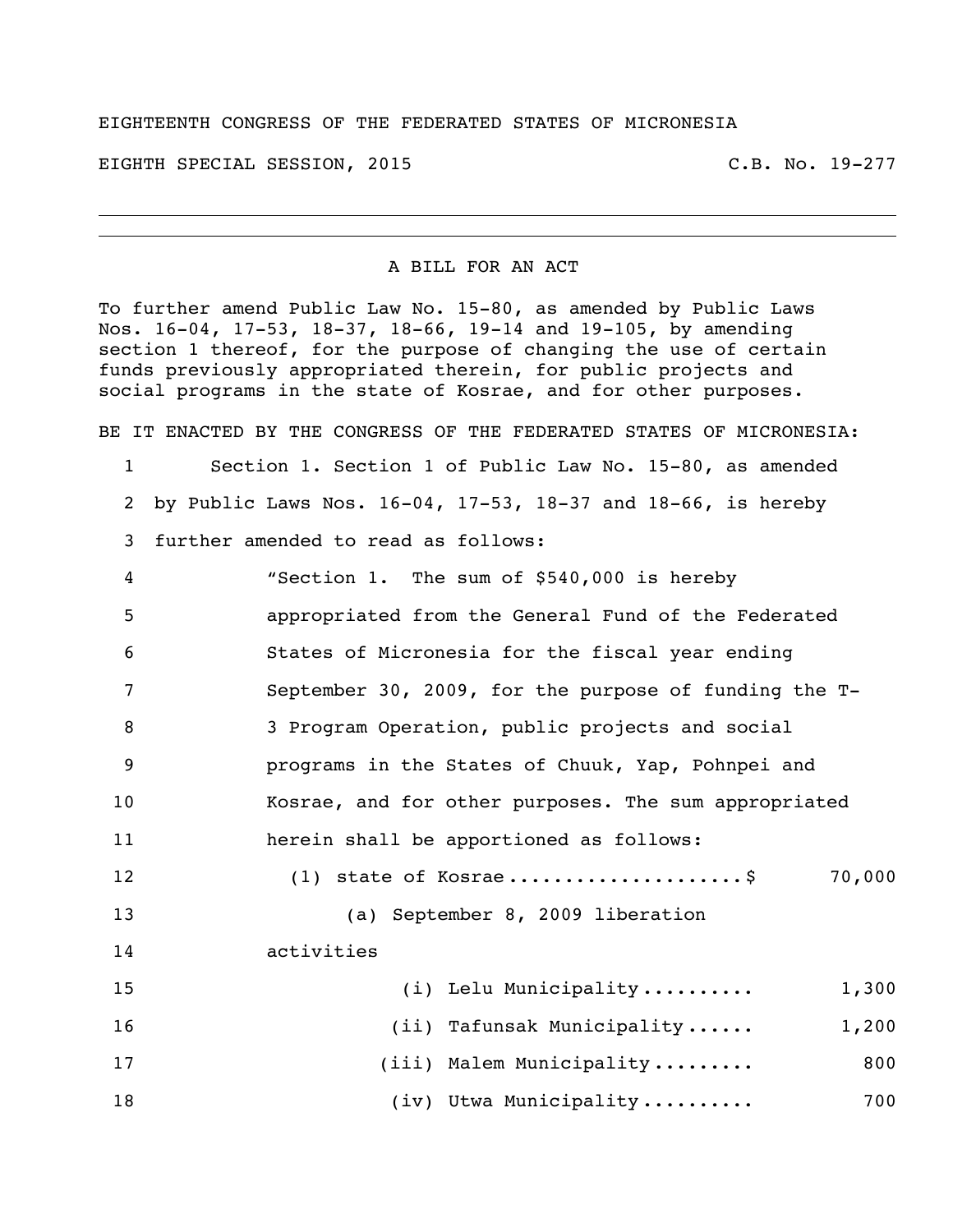EIGHTEENTH CONGRESS OF THE FEDERATED STATES OF MICRONESIA

EIGHTH SPECIAL SESSION, 2015 C.B. No. 19-277

---

A BILL FOR AN ACT

To further amend Public Law No. 15-80, as amended by Public Laws Nos. 16-04, 17-53, 18-37, 18-66, 19-14 and 19-105, by amending section 1 thereof, for the purpose of changing the use of certain funds previously appropriated therein, for public projects and social programs in the state of Kosrae, and for other purposes.

BE IT ENACTED BY THE CONGRESS OF THE FEDERATED STATES OF MICRONESIA:

1 Section 1. Section 1 of Public Law No. 15-80, as amended
2 by Public Laws Nos. 16-04, 17-53, 18-37 and 18-66, is hereby
3 further amended to read as follows:

4 "Section 1. The sum of $540,000 is hereby
5 appropriated from the General Fund of the Federated
6 States of Micronesia for the fiscal year ending
7 September 30, 2009, for the purpose of funding the T-
8 3 Program Operation, public projects and social
9 programs in the States of Chuuk, Yap, Pohnpei and
10 Kosrae, and for other purposes. The sum appropriated
11 herein shall be apportioned as follows:

12 (1) state of Kosrae .................... $ 70,000
13 (a) September 8, 2009 liberation
14 activities
15 (i) Lelu Municipality .......... 1,300
16 (ii) Tafunsak Municipality ...... 1,200
17 (iii) Malem Municipality ......... 800
18 (iv) Utwa Municipality .......... 700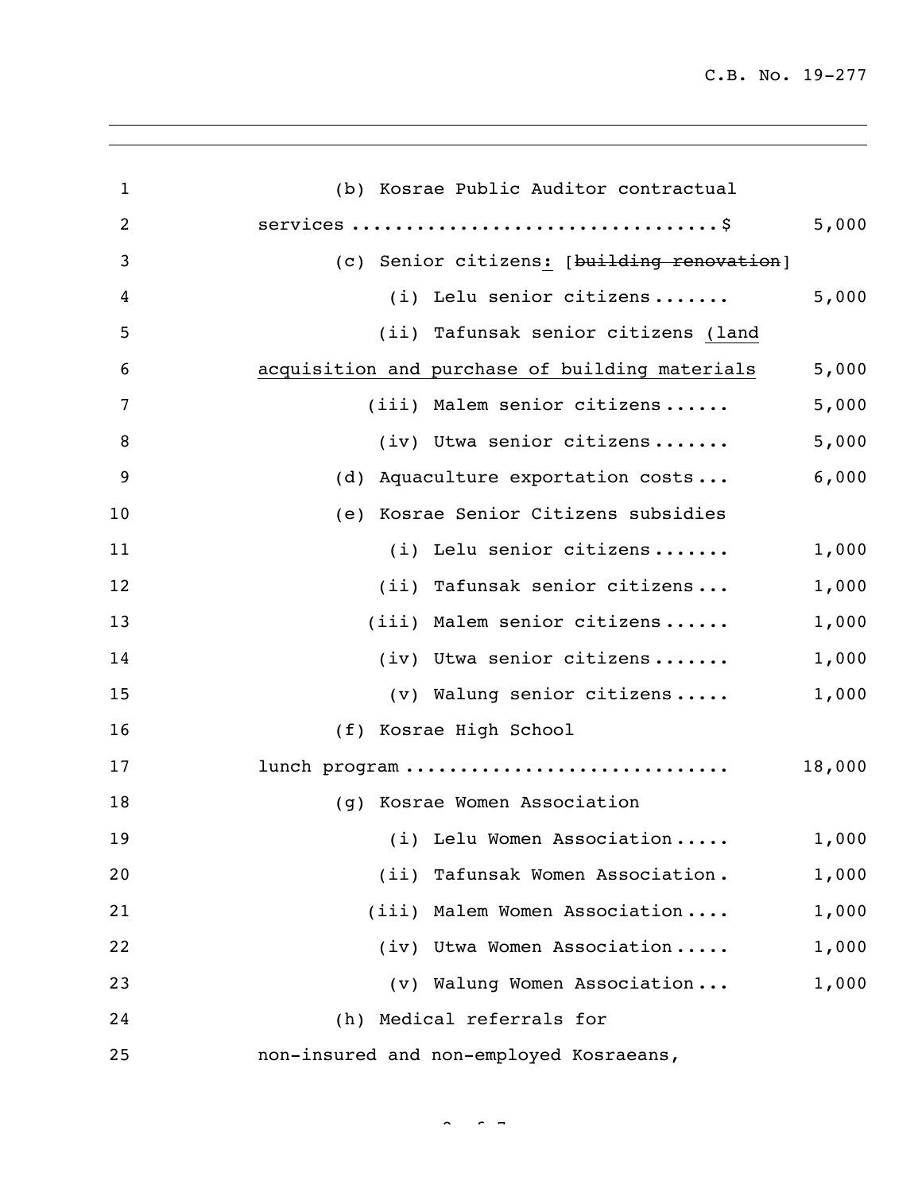(b) Kosrae Public Auditor contractual services ................................$ 5,000

(c) Senior citizens<u>:</u> [~~building renovation~~]

(i) Lelu senior citizens....... 5,000

(ii) Tafunsak senior citizens <u>(land acquisition and purchase of building materials</u> 5,000

(iii) Malem senior citizens...... 5,000

(iv) Utwa senior citizens....... 5,000

(d) Aquaculture exportation costs... 6,000

(e) Kosrae Senior Citizens subsidies

(i) Lelu senior citizens....... 1,000

(ii) Tafunsak senior citizens... 1,000

(iii) Malem senior citizens...... 1,000

(iv) Utwa senior citizens....... 1,000

(v) Walung senior citizens..... 1,000

(f) Kosrae High School lunch program ............................ 18,000

(g) Kosrae Women Association

(i) Lelu Women Association..... 1,000

(ii) Tafunsak Women Association. 1,000

(iii) Malem Women Association.... 1,000

(iv) Utwa Women Association..... 1,000

(v) Walung Women Association... 1,000

(h) Medical referrals for non-insured and non-employed Kosraeans,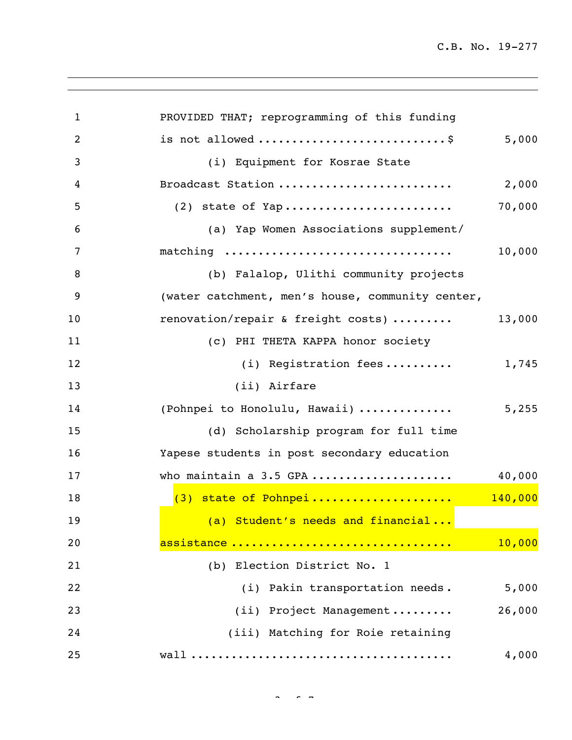PROVIDED THAT; reprogramming of this funding is not allowed ............................$ 5,000

(i) Equipment for Kosrae State Broadcast Station .......................... 2,000

(2) state of Yap ......................... 70,000

(a) Yap Women Associations supplement/ matching ................................ 10,000

(b) Falalop, Ulithi community projects (water catchment, men's house, community center, renovation/repair & freight costs) ......... 13,000

(c) PHI THETA KAPPA honor society

(i) Registration fees .......... 1,745

(ii) Airfare (Pohnpei to Honolulu, Hawaii) ............. 5,255

(d) Scholarship program for full time Yapese students in post secondary education who maintain a 3.5 GPA .................... 40,000

(3) state of Pohnpei .................... 140,000

(a) Student's needs and financial ... assistance ............................... 10,000

(b) Election District No. 1

(i) Pakin transportation needs . 5,000

(ii) Project Management ......... 26,000

(iii) Matching for Roie retaining wall ..................................... 4,000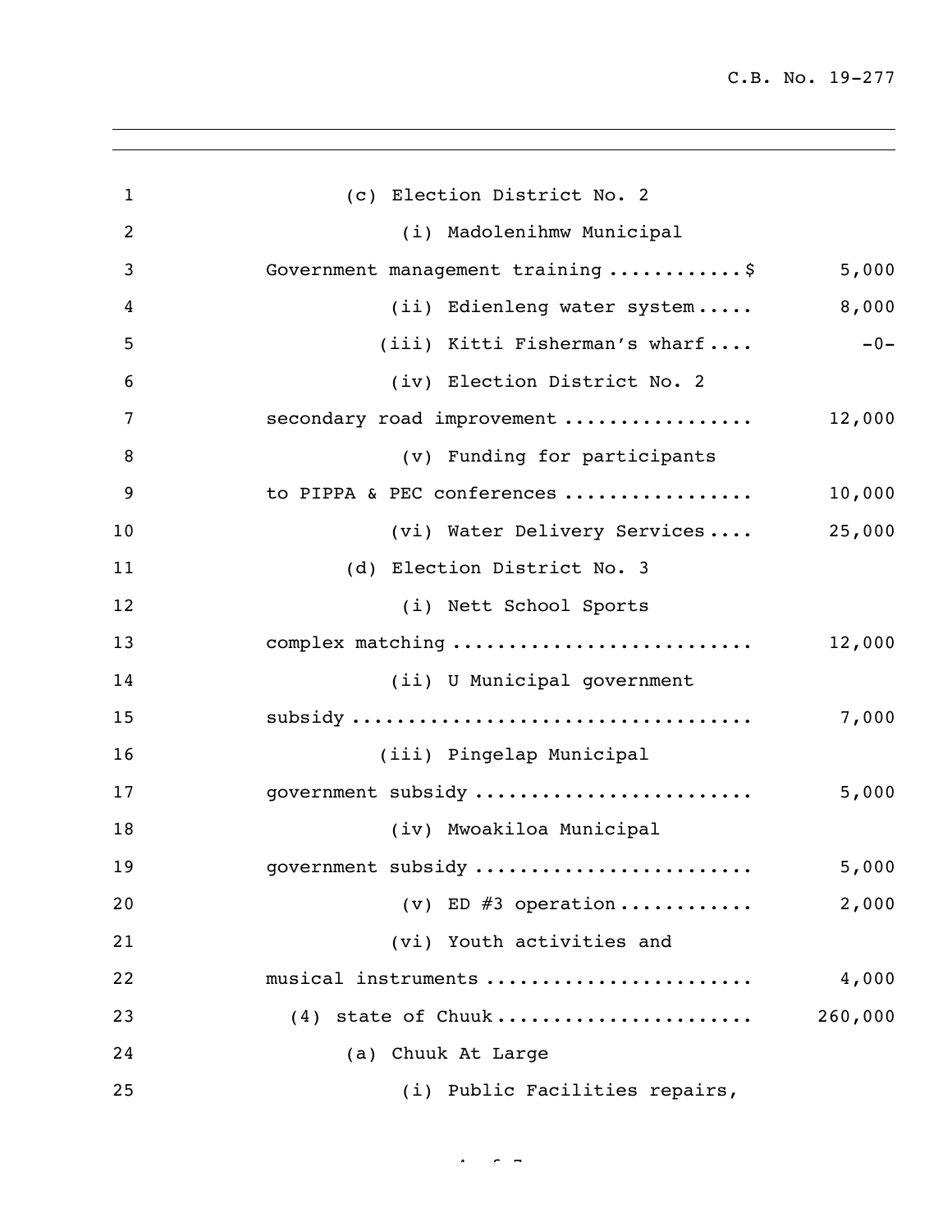(c) Election District No. 2

(i) Madolenihmw Municipal Government management training ............$ 5,000

(ii) Edienleng water system..... 8,000

(iii) Kitti Fisherman's wharf.... -0-

(iv) Election District No. 2 secondary road improvement ................ 12,000

(v) Funding for participants to PIPPA & PEC conferences ................ 10,000

(vi) Water Delivery Services.... 25,000

(d) Election District No. 3

(i) Nett School Sports complex matching .......................... 12,000

(ii) U Municipal government subsidy .................................. 7,000

(iii) Pingelap Municipal government subsidy ........................ 5,000

(iv) Mwoakiloa Municipal government subsidy ........................ 5,000

(v) ED #3 operation........... 2,000

(vi) Youth activities and musical instruments ....................... 4,000

(4) state of Chuuk...................... 260,000

(a) Chuuk At Large

(i) Public Facilities repairs,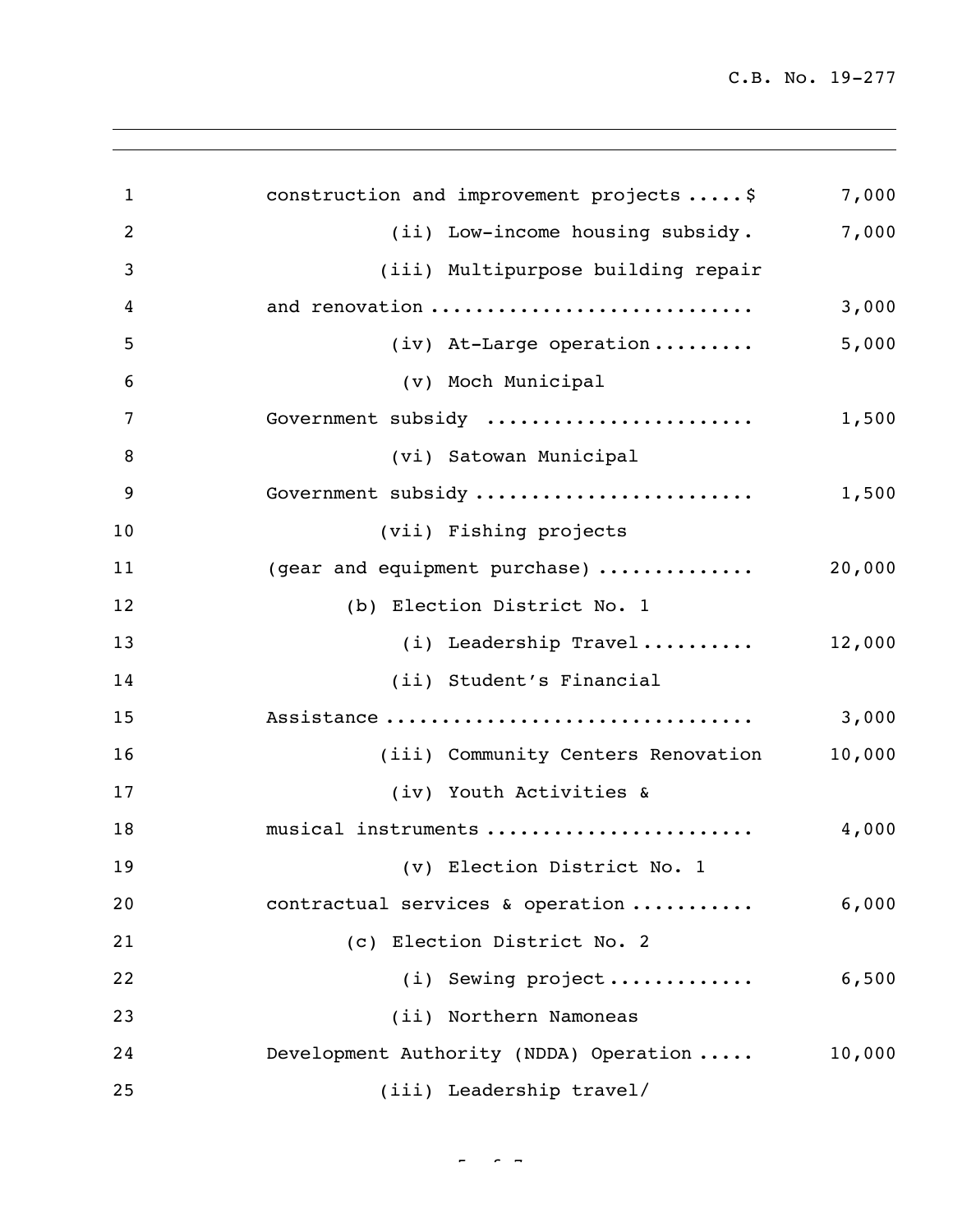construction and improvement projects .....$ 7,000

(ii) Low-income housing subsidy. 7,000

(iii) Multipurpose building repair and renovation ............................ 3,000

(iv) At-Large operation......... 5,000

(v) Moch Municipal Government subsidy ....................... 1,500

(vi) Satowan Municipal Government subsidy ........................ 1,500

(vii) Fishing projects (gear and equipment purchase) ............. 20,000

(b) Election District No. 1

(i) Leadership Travel.......... 12,000

(ii) Student's Financial Assistance ............................... 3,000

(iii) Community Centers Renovation 10,000

(iv) Youth Activities & musical instruments ....................... 4,000

(v) Election District No. 1 contractual services & operation ........... 6,000

(c) Election District No. 2

(i) Sewing project............ 6,500

(ii) Northern Namoneas Development Authority (NDDA) Operation ..... 10,000

(iii) Leadership travel/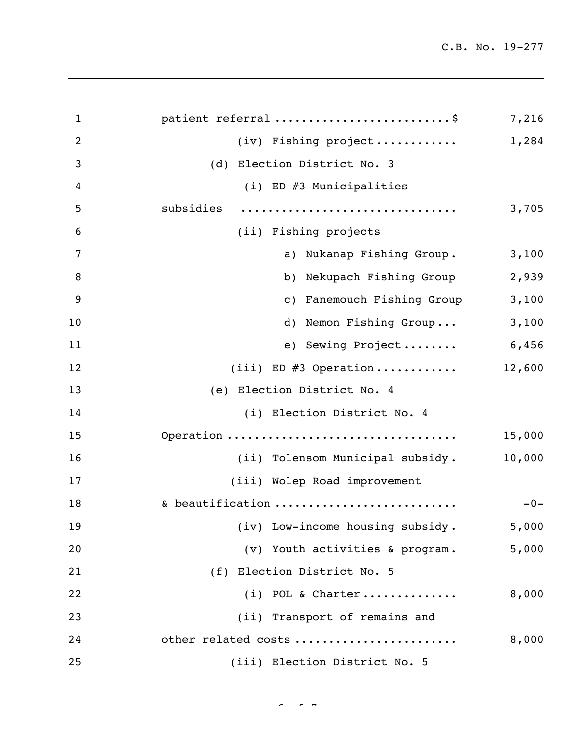| | | |
|---|---|---|
| 1 | patient referral .........................$ | 7,216 |
| 2 | (iv) Fishing project ........... | 1,284 |
| 3 | (d) Election District No. 3 | |
| 4 | (i) ED #3 Municipalities | |
| 5 | subsidies ............................... | 3,705 |
| 6 | (ii) Fishing projects | |
| 7 | a) Nukanap Fishing Group. | 3,100 |
| 8 | b) Nekupach Fishing Group | 2,939 |
| 9 | c) Fanemouch Fishing Group | 3,100 |
| 10 | d) Nemon Fishing Group ... | 3,100 |
| 11 | e) Sewing Project ........ | 6,456 |
| 12 | (iii) ED #3 Operation ........... | 12,600 |
| 13 | (e) Election District No. 4 | |
| 14 | (i) Election District No. 4 | |
| 15 | Operation ................................ | 15,000 |
| 16 | (ii) Tolensom Municipal subsidy. | 10,000 |
| 17 | (iii) Wolep Road improvement | |
| 18 | & beautification ......................... | -0- |
| 19 | (iv) Low-income housing subsidy. | 5,000 |
| 20 | (v) Youth activities & program. | 5,000 |
| 21 | (f) Election District No. 5 | |
| 22 | (i) POL & Charter ............. | 8,000 |
| 23 | (ii) Transport of remains and | |
| 24 | other related costs ...................... | 8,000 |
| 25 | (iii) Election District No. 5 | |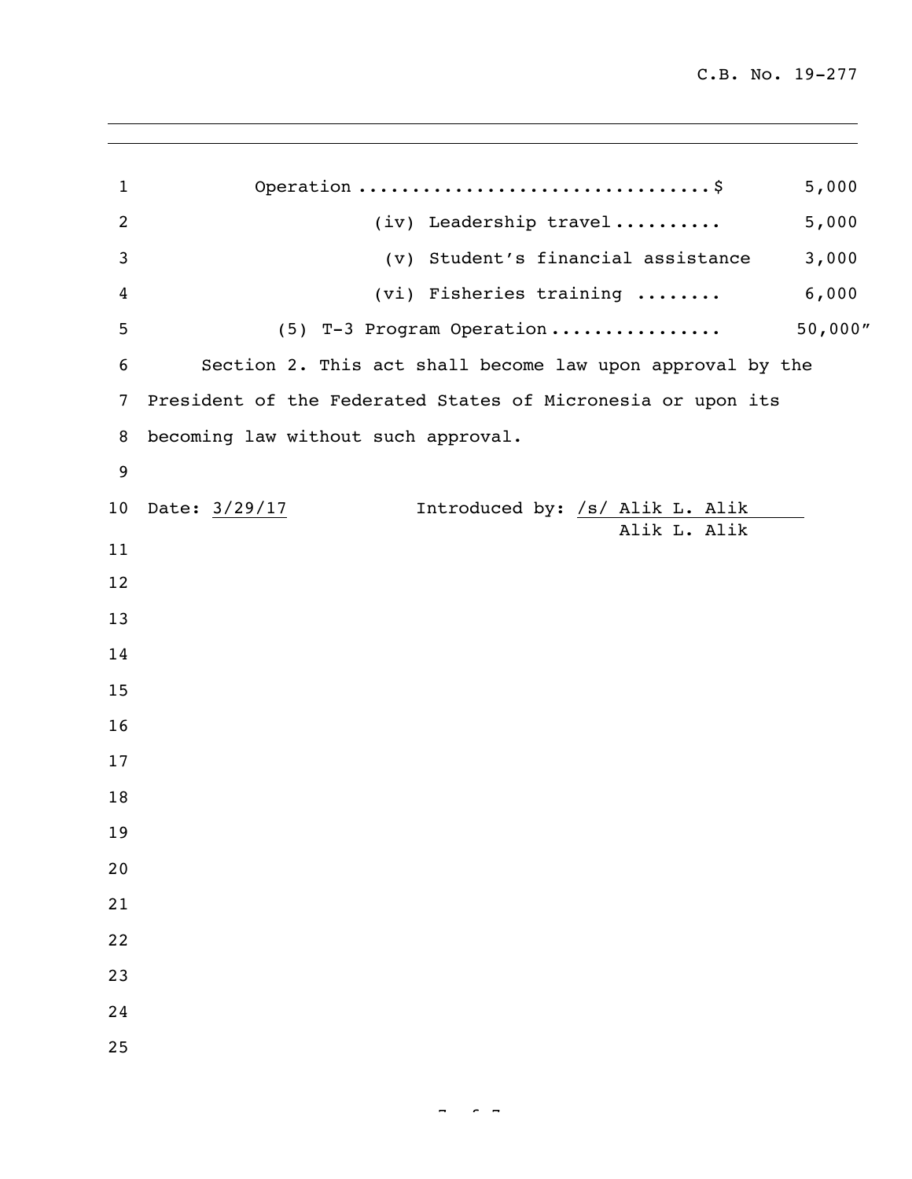Operation ................................$ 5,000

(iv) Leadership travel.......... 5,000

(v) Student's financial assistance 3,000

(vi) Fisheries training ........ 6,000

(5) T-3 Program Operation................ 50,000"

Section 2. This act shall become law upon approval by the President of the Federated States of Micronesia or upon its becoming law without such approval.

Date: 3/29/17 Introduced by: /s/ Alik L. Alik

Alik L. Alik